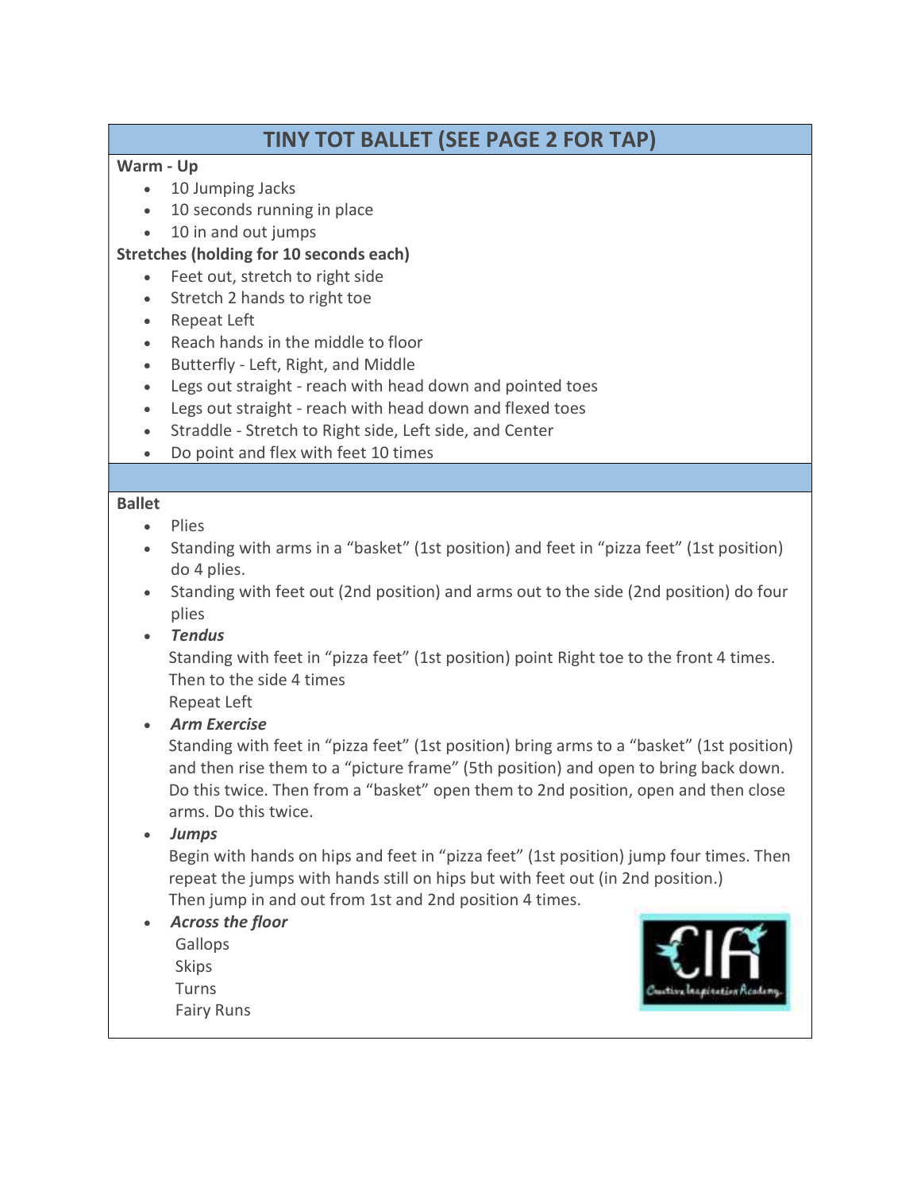# TINY TOT BALLET (SEE PAGE 2 FOR TAP)

**Warm - Up**

- 10 Jumping Jacks
- 10 seconds running in place
- 10 in and out jumps

**Stretches (holding for 10 seconds each)**

- Feet out, stretch to right side
- Stretch 2 hands to right toe
- Repeat Left
- Reach hands in the middle to floor
- Butterfly - Left, Right, and Middle
- Legs out straight - reach with head down and pointed toes
- Legs out straight - reach with head down and flexed toes
- Straddle - Stretch to Right side, Left side, and Center
- Do point and flex with feet 10 times

**Ballet**

- Plies
- Standing with arms in a "basket" (1st position) and feet in "pizza feet" (1st position) do 4 plies.
- Standing with feet out (2nd position) and arms out to the side (2nd position) do four plies
- ***Tendus***
  Standing with feet in "pizza feet" (1st position) point Right toe to the front 4 times. Then to the side 4 times
  Repeat Left
- ***Arm Exercise***
  Standing with feet in "pizza feet" (1st position) bring arms to a "basket" (1st position) and then rise them to a "picture frame" (5th position) and open to bring back down. Do this twice. Then from a "basket" open them to 2nd position, open and then close arms. Do this twice.
- ***Jumps***
  Begin with hands on hips and feet in "pizza feet" (1st position) jump four times. Then repeat the jumps with hands still on hips but with feet out (in 2nd position.)
  Then jump in and out from 1st and 2nd position 4 times.
- ***Across the floor***
  Gallops
  Skips
  Turns
  Fairy Runs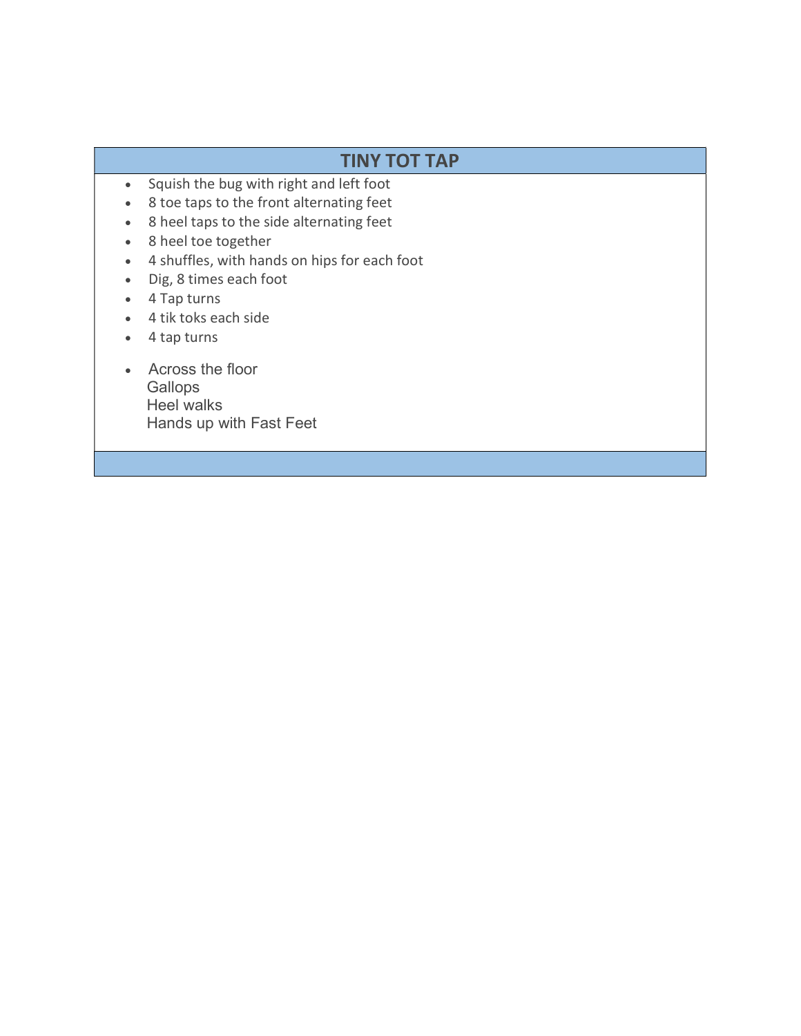## TINY TOT TAP

- Squish the bug with right and left foot
- 8 toe taps to the front alternating feet
- 8 heel taps to the side alternating feet
- 8 heel toe together
- 4 shuffles, with hands on hips for each foot
- Dig, 8 times each foot
- 4 Tap turns
- 4 tik toks each side
- 4 tap turns
- Across the floor
  Gallops
  Heel walks
  Hands up with Fast Feet